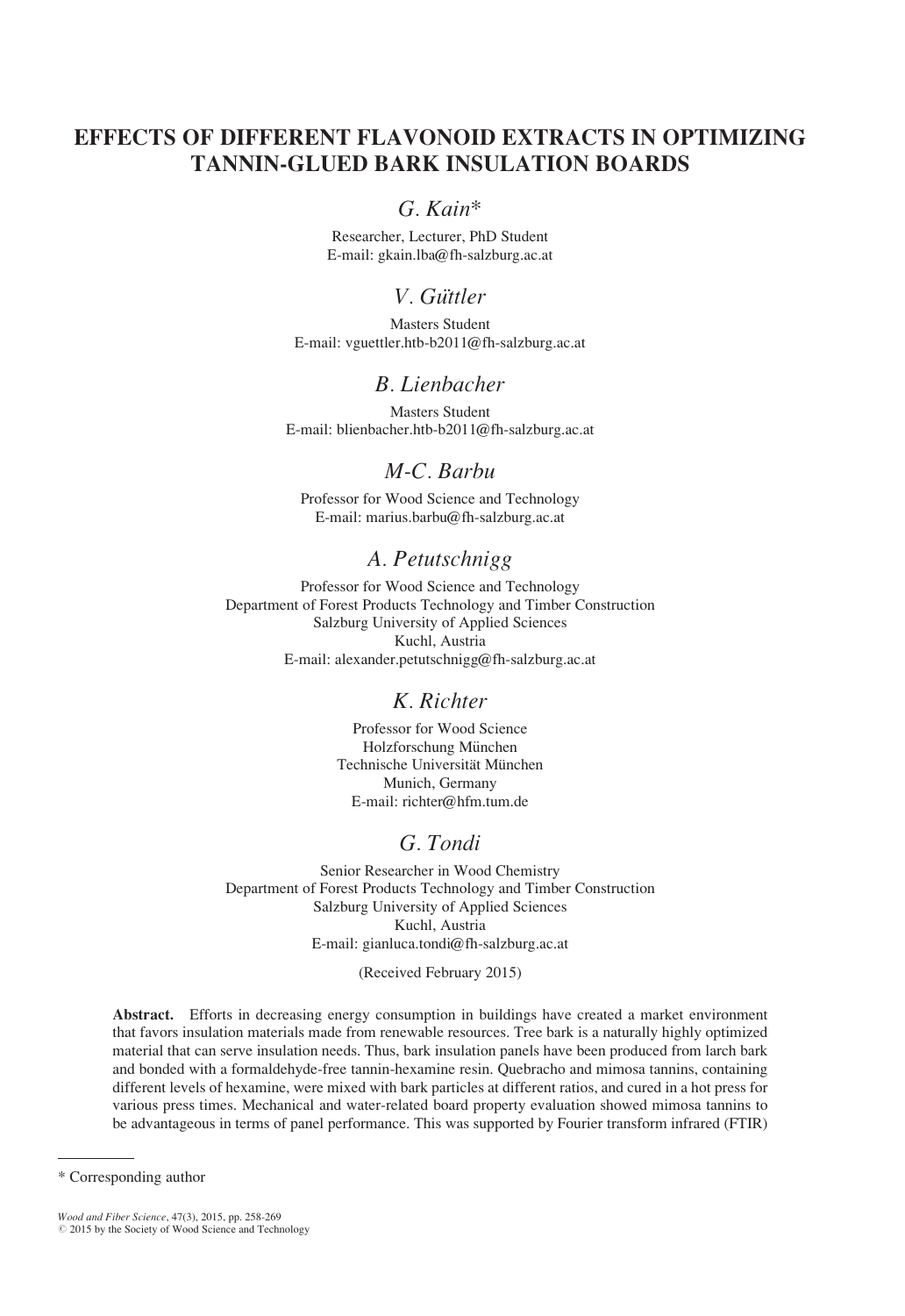# EFFECTS OF DIFFERENT FLAVONOID EXTRACTS IN OPTIMIZING TANNIN-GLUED BARK INSULATION BOARDS

### *G. Kain\**

Researcher, Lecturer, PhD Student
E-mail: gkain.lba@fh-salzburg.ac.at

### *V. Güttler*

Masters Student
E-mail: vguettler.htb-b2011@fh-salzburg.ac.at

### *B. Lienbacher*

Masters Student
E-mail: blienbacher.htb-b2011@fh-salzburg.ac.at

### *M-C. Barbu*

Professor for Wood Science and Technology
E-mail: marius.barbu@fh-salzburg.ac.at

### *A. Petutschnigg*

Professor for Wood Science and Technology
Department of Forest Products Technology and Timber Construction
Salzburg University of Applied Sciences
Kuchl, Austria
E-mail: alexander.petutschnigg@fh-salzburg.ac.at

### *K. Richter*

Professor for Wood Science
Holzforschung München
Technische Universität München
Munich, Germany
E-mail: richter@hfm.tum.de

### *G. Tondi*

Senior Researcher in Wood Chemistry
Department of Forest Products Technology and Timber Construction
Salzburg University of Applied Sciences
Kuchl, Austria
E-mail: gianluca.tondi@fh-salzburg.ac.at

(Received February 2015)

**Abstract.** Efforts in decreasing energy consumption in buildings have created a market environment that favors insulation materials made from renewable resources. Tree bark is a naturally highly optimized material that can serve insulation needs. Thus, bark insulation panels have been produced from larch bark and bonded with a formaldehyde-free tannin-hexamine resin. Quebracho and mimosa tannins, containing different levels of hexamine, were mixed with bark particles at different ratios, and cured in a hot press for various press times. Mechanical and water-related board property evaluation showed mimosa tannins to be advantageous in terms of panel performance. This was supported by Fourier transform infrared (FTIR)

\* Corresponding author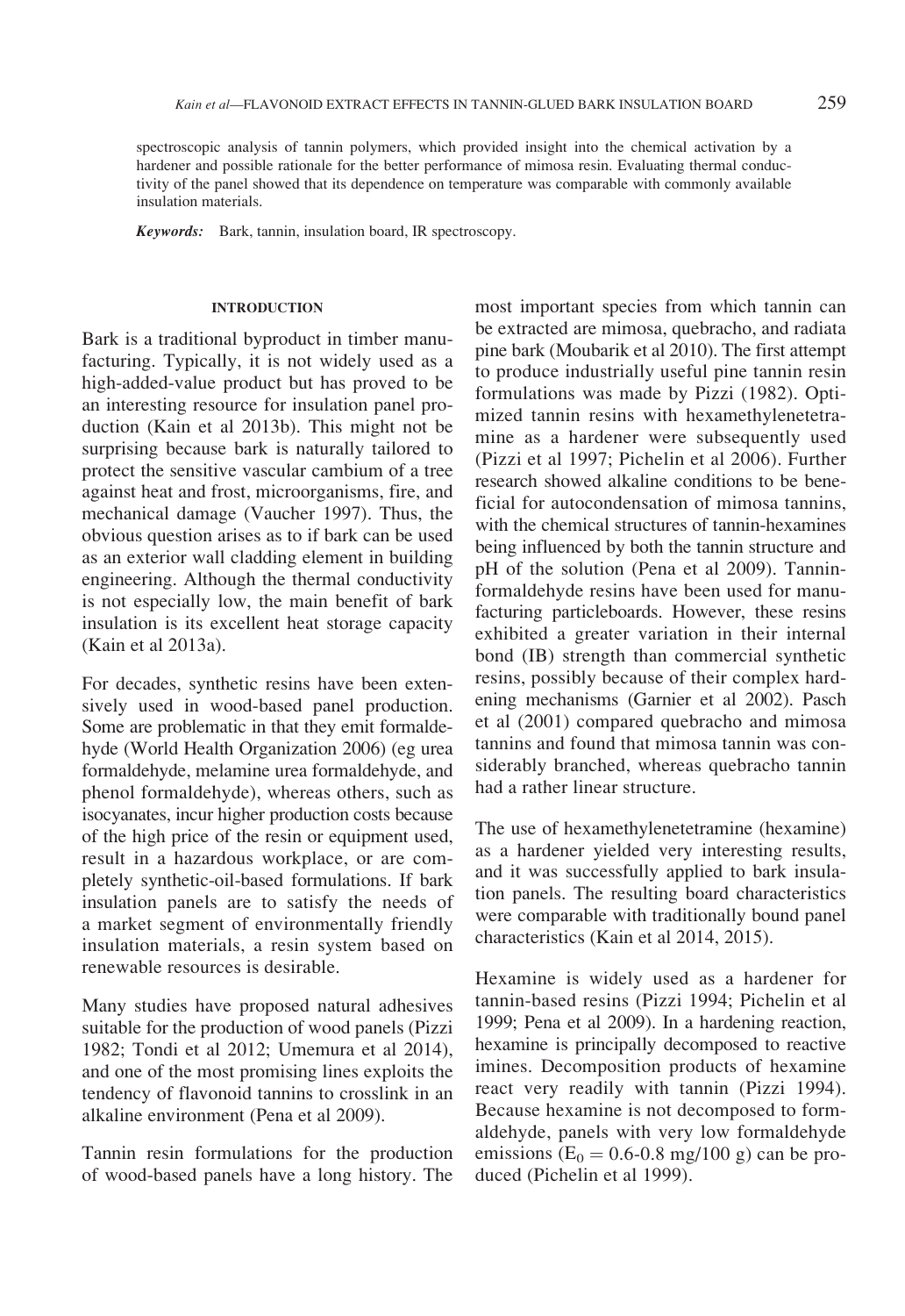spectroscopic analysis of tannin polymers, which provided insight into the chemical activation by a hardener and possible rationale for the better performance of mimosa resin. Evaluating thermal conductivity of the panel showed that its dependence on temperature was comparable with commonly available insulation materials.

***Keywords:*** Bark, tannin, insulation board, IR spectroscopy.

## INTRODUCTION

Bark is a traditional byproduct in timber manufacturing. Typically, it is not widely used as a high-added-value product but has proved to be an interesting resource for insulation panel production (Kain et al 2013b). This might not be surprising because bark is naturally tailored to protect the sensitive vascular cambium of a tree against heat and frost, microorganisms, fire, and mechanical damage (Vaucher 1997). Thus, the obvious question arises as to if bark can be used as an exterior wall cladding element in building engineering. Although the thermal conductivity is not especially low, the main benefit of bark insulation is its excellent heat storage capacity (Kain et al 2013a).

For decades, synthetic resins have been extensively used in wood-based panel production. Some are problematic in that they emit formaldehyde (World Health Organization 2006) (eg urea formaldehyde, melamine urea formaldehyde, and phenol formaldehyde), whereas others, such as isocyanates, incur higher production costs because of the high price of the resin or equipment used, result in a hazardous workplace, or are completely synthetic-oil-based formulations. If bark insulation panels are to satisfy the needs of a market segment of environmentally friendly insulation materials, a resin system based on renewable resources is desirable.

Many studies have proposed natural adhesives suitable for the production of wood panels (Pizzi 1982; Tondi et al 2012; Umemura et al 2014), and one of the most promising lines exploits the tendency of flavonoid tannins to crosslink in an alkaline environment (Pena et al 2009).

Tannin resin formulations for the production of wood-based panels have a long history. The most important species from which tannin can be extracted are mimosa, quebracho, and radiata pine bark (Moubarik et al 2010). The first attempt to produce industrially useful pine tannin resin formulations was made by Pizzi (1982). Optimized tannin resins with hexamethylenetetramine as a hardener were subsequently used (Pizzi et al 1997; Pichelin et al 2006). Further research showed alkaline conditions to be beneficial for autocondensation of mimosa tannins, with the chemical structures of tannin-hexamines being influenced by both the tannin structure and pH of the solution (Pena et al 2009). Tannin-formaldehyde resins have been used for manufacturing particleboards. However, these resins exhibited a greater variation in their internal bond (IB) strength than commercial synthetic resins, possibly because of their complex hardening mechanisms (Garnier et al 2002). Pasch et al (2001) compared quebracho and mimosa tannins and found that mimosa tannin was considerably branched, whereas quebracho tannin had a rather linear structure.

The use of hexamethylenetetramine (hexamine) as a hardener yielded very interesting results, and it was successfully applied to bark insulation panels. The resulting board characteristics were comparable with traditionally bound panel characteristics (Kain et al 2014, 2015).

Hexamine is widely used as a hardener for tannin-based resins (Pizzi 1994; Pichelin et al 1999; Pena et al 2009). In a hardening reaction, hexamine is principally decomposed to reactive imines. Decomposition products of hexamine react very readily with tannin (Pizzi 1994). Because hexamine is not decomposed to formaldehyde, panels with very low formaldehyde emissions ($E_0$ = 0.6-0.8 mg/100 g) can be produced (Pichelin et al 1999).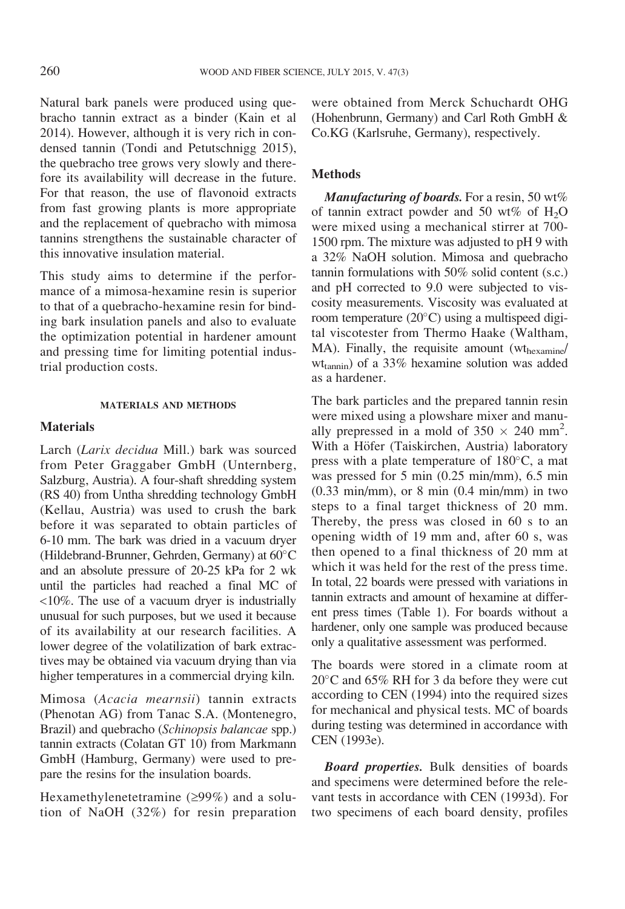Natural bark panels were produced using quebracho tannin extract as a binder (Kain et al 2014). However, although it is very rich in condensed tannin (Tondi and Petutschnigg 2015), the quebracho tree grows very slowly and therefore its availability will decrease in the future. For that reason, the use of flavonoid extracts from fast growing plants is more appropriate and the replacement of quebracho with mimosa tannins strengthens the sustainable character of this innovative insulation material.

This study aims to determine if the performance of a mimosa-hexamine resin is superior to that of a quebracho-hexamine resin for binding bark insulation panels and also to evaluate the optimization potential in hardener amount and pressing time for limiting potential industrial production costs.

## MATERIALS AND METHODS

### Materials

Larch (*Larix decidua* Mill.) bark was sourced from Peter Graggaber GmbH (Unternberg, Salzburg, Austria). A four-shaft shredding system (RS 40) from Untha shredding technology GmbH (Kellau, Austria) was used to crush the bark before it was separated to obtain particles of 6-10 mm. The bark was dried in a vacuum dryer (Hildebrand-Brunner, Gehrden, Germany) at 60°C and an absolute pressure of 20-25 kPa for 2 wk until the particles had reached a final MC of <10%. The use of a vacuum dryer is industrially unusual for such purposes, but we used it because of its availability at our research facilities. A lower degree of the volatilization of bark extractives may be obtained via vacuum drying than via higher temperatures in a commercial drying kiln.

Mimosa (*Acacia mearnsii*) tannin extracts (Phenotan AG) from Tanac S.A. (Montenegro, Brazil) and quebracho (*Schinopsis balancae* spp.) tannin extracts (Colatan GT 10) from Markmann GmbH (Hamburg, Germany) were used to prepare the resins for the insulation boards.

Hexamethylenetetramine (≥99%) and a solution of NaOH (32%) for resin preparation were obtained from Merck Schuchardt OHG (Hohenbrunn, Germany) and Carl Roth GmbH & Co.KG (Karlsruhe, Germany), respectively.

### Methods

***Manufacturing of boards.*** For a resin, 50 wt% of tannin extract powder and 50 wt% of $H_2O$ were mixed using a mechanical stirrer at 700-1500 rpm. The mixture was adjusted to pH 9 with a 32% NaOH solution. Mimosa and quebracho tannin formulations with 50% solid content (s.c.) and pH corrected to 9.0 were subjected to viscosity measurements. Viscosity was evaluated at room temperature (20°C) using a multispeed digital viscotester from Thermo Haake (Waltham, MA). Finally, the requisite amount ($wt_{hexamine}$/ $wt_{tannin}$) of a 33% hexamine solution was added as a hardener.

The bark particles and the prepared tannin resin were mixed using a plowshare mixer and manually prepressed in a mold of $350 \times 240$ mm$^2$. With a Höfer (Taiskirchen, Austria) laboratory press with a plate temperature of 180°C, a mat was pressed for 5 min (0.25 min/mm), 6.5 min (0.33 min/mm), or 8 min (0.4 min/mm) in two steps to a final target thickness of 20 mm. Thereby, the press was closed in 60 s to an opening width of 19 mm and, after 60 s, was then opened to a final thickness of 20 mm at which it was held for the rest of the press time. In total, 22 boards were pressed with variations in tannin extracts and amount of hexamine at different press times (Table 1). For boards without a hardener, only one sample was produced because only a qualitative assessment was performed.

The boards were stored in a climate room at 20°C and 65% RH for 3 da before they were cut according to CEN (1994) into the required sizes for mechanical and physical tests. MC of boards during testing was determined in accordance with CEN (1993e).

***Board properties.*** Bulk densities of boards and specimens were determined before the relevant tests in accordance with CEN (1993d). For two specimens of each board density, profiles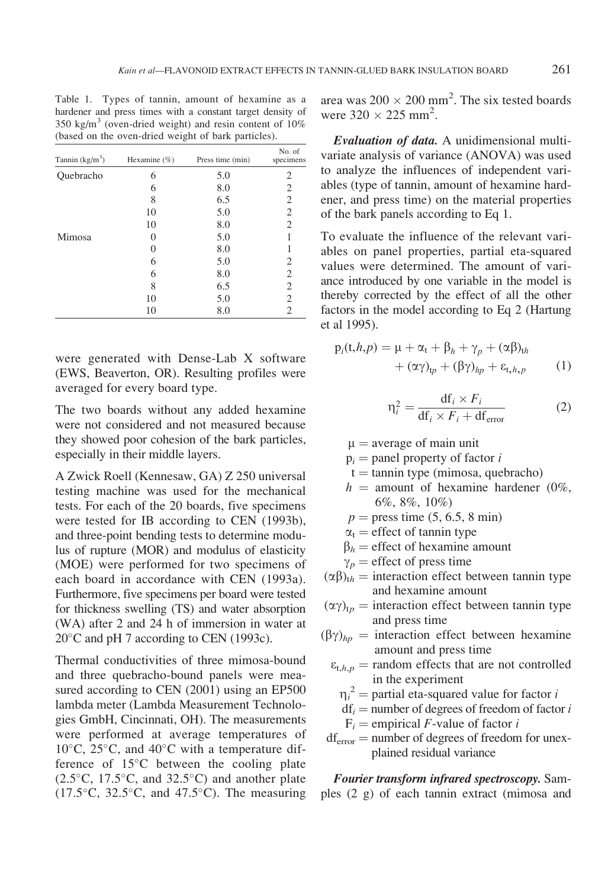Table 1. Types of tannin, amount of hexamine as a hardener and press times with a constant target density of 350 kg/m$^3$ (oven-dried weight) and resin content of 10% (based on the oven-dried weight of bark particles).

| Tannin (kg/m$^3$) | Hexamine (%) | Press time (min) | No. of specimens |
|---|---|---|---|
| Quebracho | 6 | 5.0 | 2 |
| | 6 | 8.0 | 2 |
| | 8 | 6.5 | 2 |
| | 10 | 5.0 | 2 |
| | 10 | 8.0 | 2 |
| Mimosa | 0 | 5.0 | 1 |
| | 0 | 8.0 | 1 |
| | 6 | 5.0 | 2 |
| | 6 | 8.0 | 2 |
| | 8 | 6.5 | 2 |
| | 10 | 5.0 | 2 |
| | 10 | 8.0 | 2 |

were generated with Dense-Lab X software (EWS, Beaverton, OR). Resulting profiles were averaged for every board type.

The two boards without any added hexamine were not considered and not measured because they showed poor cohesion of the bark particles, especially in their middle layers.

A Zwick Roell (Kennesaw, GA) Z 250 universal testing machine was used for the mechanical tests. For each of the 20 boards, five specimens were tested for IB according to CEN (1993b), and three-point bending tests to determine modulus of rupture (MOR) and modulus of elasticity (MOE) were performed for two specimens of each board in accordance with CEN (1993a). Furthermore, five specimens per board were tested for thickness swelling (TS) and water absorption (WA) after 2 and 24 h of immersion in water at 20°C and pH 7 according to CEN (1993c).

Thermal conductivities of three mimosa-bound and three quebracho-bound panels were measured according to CEN (2001) using an EP500 lambda meter (Lambda Measurement Technologies GmbH, Cincinnati, OH). The measurements were performed at average temperatures of 10°C, 25°C, and 40°C with a temperature difference of 15°C between the cooling plate (2.5°C, 17.5°C, and 32.5°C) and another plate (17.5°C, 32.5°C, and 47.5°C). The measuring area was 200 × 200 mm$^2$. The six tested boards were 320 × 225 mm$^2$.

***Evaluation of data.*** A unidimensional multivariate analysis of variance (ANOVA) was used to analyze the influences of independent variables (type of tannin, amount of hexamine hardener, and press time) on the material properties of the bark panels according to Eq 1.

To evaluate the influence of the relevant variables on panel properties, partial eta-squared values were determined. The amount of variance introduced by one variable in the model is thereby corrected by the effect of all the other factors in the model according to Eq 2 (Hartung et al 1995).

$$p_i(t,h,p) = \mu + \alpha_t + \beta_h + \gamma_p + (\alpha\beta)_{th} + (\alpha\gamma)_{tp} + (\beta\gamma)_{hp} + \varepsilon_{t,h,p} \qquad (1)$$

$$\eta_i^2 = \frac{df_i \times F_i}{df_i \times F_i + df_{error}} \qquad (2)$$

$\mu$ = average of main unit

$p_i$ = panel property of factor $i$

$t$ = tannin type (mimosa, quebracho)

$h$ = amount of hexamine hardener (0%, 6%, 8%, 10%)

$p$ = press time (5, 6.5, 8 min)

$\alpha_t$ = effect of tannin type

$\beta_h$ = effect of hexamine amount

$\gamma_p$ = effect of press time

$(\alpha\beta)_{th}$ = interaction effect between tannin type and hexamine amount

$(\alpha\gamma)_{tp}$ = interaction effect between tannin type and press time

$(\beta\gamma)_{hp}$ = interaction effect between hexamine amount and press time

$\varepsilon_{t,h,p}$ = random effects that are not controlled in the experiment

$\eta_i^2$ = partial eta-squared value for factor $i$

$df_i$ = number of degrees of freedom of factor $i$

$F_i$ = empirical $F$-value of factor $i$

$df_{error}$ = number of degrees of freedom for unexplained residual variance

***Fourier transform infrared spectroscopy.*** Samples (2 g) of each tannin extract (mimosa and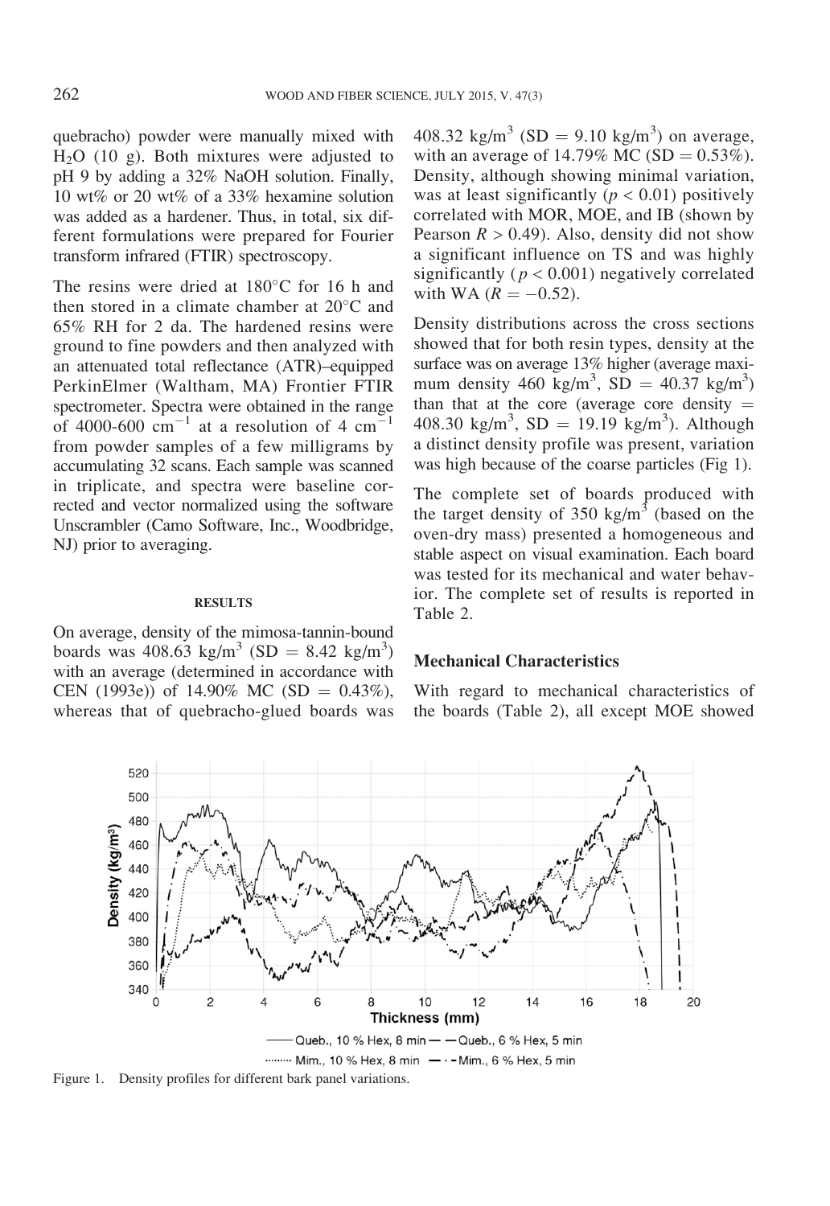quebracho) powder were manually mixed with $H_2O$ (10 g). Both mixtures were adjusted to pH 9 by adding a 32% NaOH solution. Finally, 10 wt% or 20 wt% of a 33% hexamine solution was added as a hardener. Thus, in total, six different formulations were prepared for Fourier transform infrared (FTIR) spectroscopy.

The resins were dried at 180°C for 16 h and then stored in a climate chamber at 20°C and 65% RH for 2 da. The hardened resins were ground to fine powders and then analyzed with an attenuated total reflectance (ATR)–equipped PerkinElmer (Waltham, MA) Frontier FTIR spectrometer. Spectra were obtained in the range of 4000-600 $cm^{-1}$ at a resolution of 4 $cm^{-1}$ from powder samples of a few milligrams by accumulating 32 scans. Each sample was scanned in triplicate, and spectra were baseline corrected and vector normalized using the software Unscrambler (Camo Software, Inc., Woodbridge, NJ) prior to averaging.

## RESULTS

On average, density of the mimosa-tannin-bound boards was 408.63 $kg/m^3$ (SD = 8.42 $kg/m^3$) with an average (determined in accordance with CEN (1993e)) of 14.90% MC (SD = 0.43%), whereas that of quebracho-glued boards was 408.32 $kg/m^3$ (SD = 9.10 $kg/m^3$) on average, with an average of 14.79% MC (SD = 0.53%). Density, although showing minimal variation, was at least significantly ($p < 0.01$) positively correlated with MOR, MOE, and IB (shown by Pearson $R > 0.49$). Also, density did not show a significant influence on TS and was highly significantly ($p < 0.001$) negatively correlated with WA ($R = -0.52$).

Density distributions across the cross sections showed that for both resin types, density at the surface was on average 13% higher (average maximum density 460 $kg/m^3$, SD = 40.37 $kg/m^3$) than that at the core (average core density = 408.30 $kg/m^3$, SD = 19.19 $kg/m^3$). Although a distinct density profile was present, variation was high because of the coarse particles (Fig 1).

The complete set of boards produced with the target density of 350 $kg/m^3$ (based on the oven-dry mass) presented a homogeneous and stable aspect on visual examination. Each board was tested for its mechanical and water behavior. The complete set of results is reported in Table 2.

### Mechanical Characteristics

With regard to mechanical characteristics of the boards (Table 2), all except MOE showed

Figure 1. Density profiles for different bark panel variations.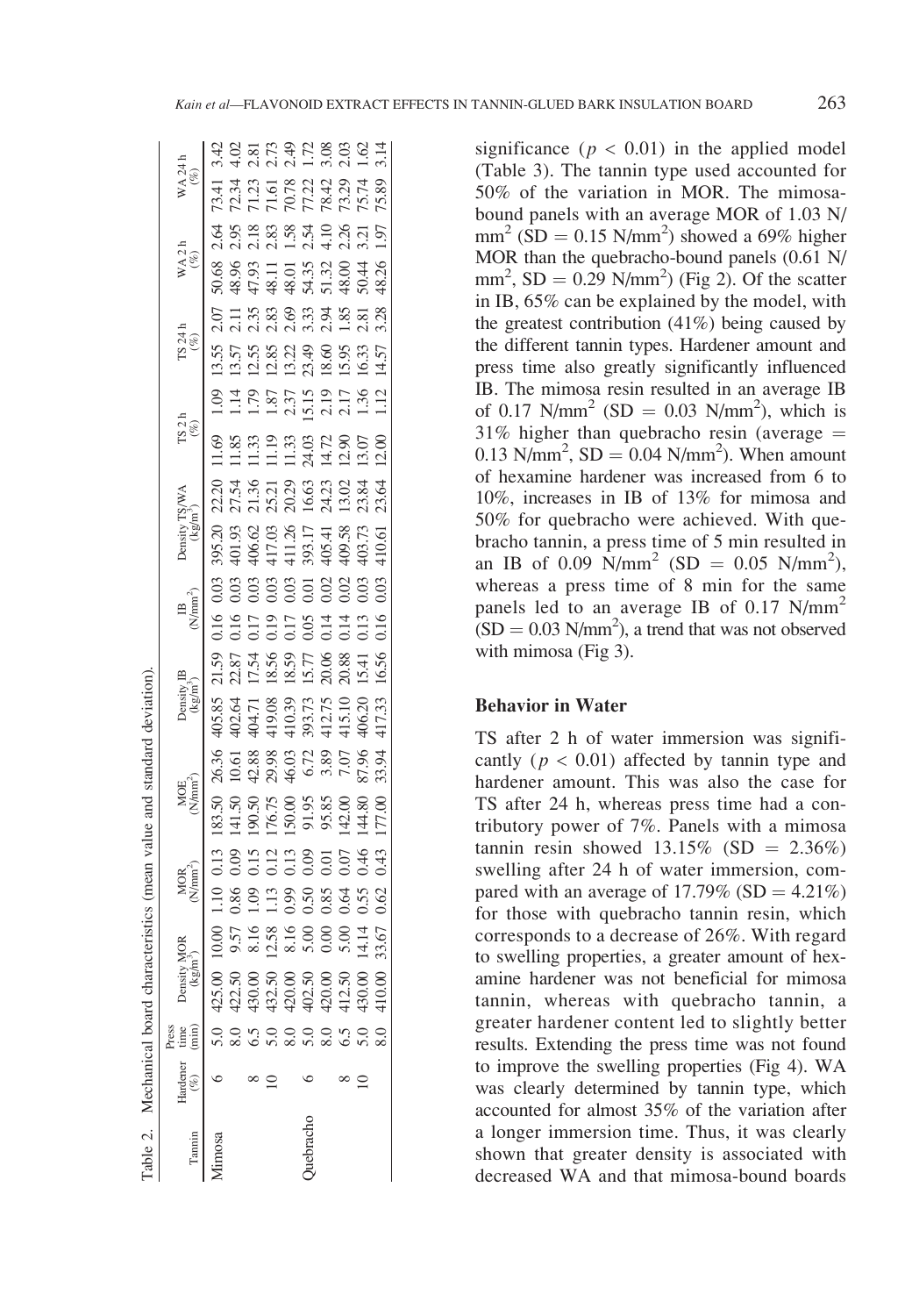Table 2. Mechanical board characteristics (mean value and standard deviation).

| Tannin | Hardener (%) | Press time (min) | Density MOR ($kg/m^3$) | | MOR ($N/mm^2$) | | MOE ($N/mm^2$) | | Density IB ($kg/m^3$) | | IB ($N/mm^2$) | | Density TS/WA ($kg/m^3$) | | TS 2 h (%) | | TS 24 h (%) | | WA 2 h (%) | | WA 24 h (%) | |
|---|---|---|---|---|---|---|---|---|---|---|---|---|---|---|---|---|---|---|---|---|---|---|
| Mimosa | 6 | 5.0 | 425.00 | 10.00 | 1.10 | 0.13 | 183.50 | 26.36 | 405.85 | 21.59 | 0.16 | 0.03 | 395.20 | 22.20 | 11.69 | 1.09 | 13.55 | 2.07 | 50.68 | 2.64 | 73.41 | 3.42 |
| | | 8.0 | 422.50 | 9.57 | 0.86 | 0.09 | 141.50 | 10.61 | 402.64 | 22.87 | 0.16 | 0.03 | 401.93 | 27.54 | 11.85 | 1.14 | 13.57 | 2.11 | 48.96 | 2.95 | 72.34 | 4.02 |
| | 8 | 6.5 | 430.00 | 8.16 | 1.09 | 0.15 | 190.50 | 42.88 | 404.71 | 17.54 | 0.17 | 0.03 | 406.62 | 21.36 | 11.33 | 1.79 | 12.55 | 2.35 | 47.93 | 2.18 | 71.23 | 2.81 |
| | 10 | 5.0 | 432.50 | 12.58 | 1.13 | 0.12 | 176.75 | 29.98 | 419.08 | 18.56 | 0.19 | 0.03 | 417.03 | 25.21 | 11.19 | 1.87 | 12.85 | 2.83 | 48.11 | 2.83 | 71.61 | 2.73 |
| | | 8.0 | 420.00 | 8.16 | 0.99 | 0.13 | 150.00 | 46.03 | 410.39 | 18.59 | 0.17 | 0.03 | 411.26 | 20.29 | 11.33 | 2.37 | 13.22 | 2.69 | 48.01 | 1.58 | 70.78 | 2.49 |
| Quebracho | 6 | 5.0 | 402.50 | 5.00 | 0.50 | 0.09 | 91.95 | 6.72 | 393.73 | 15.77 | 0.05 | 0.01 | 393.17 | 16.63 | 24.03 | 15.15 | 23.49 | 3.33 | 54.35 | 2.54 | 77.22 | 1.72 |
| | | 8.0 | 420.00 | 0.00 | 0.85 | 0.01 | 95.85 | 3.89 | 412.75 | 20.06 | 0.14 | 0.02 | 405.41 | 24.23 | 14.72 | 2.19 | 18.60 | 2.94 | 51.32 | 4.10 | 78.42 | 3.08 |
| | 8 | 6.5 | 412.50 | 5.00 | 0.64 | 0.07 | 142.00 | 7.07 | 415.10 | 20.88 | 0.14 | 0.02 | 409.58 | 13.02 | 12.90 | 2.17 | 15.95 | 1.85 | 48.00 | 2.26 | 73.29 | 2.03 |
| | 10 | 5.0 | 430.00 | 14.14 | 0.55 | 0.46 | 144.80 | 87.96 | 406.20 | 15.41 | 0.13 | 0.03 | 403.73 | 23.84 | 13.07 | 1.36 | 16.33 | 2.81 | 50.44 | 3.21 | 75.74 | 1.62 |
| | | 8.0 | 410.00 | 33.67 | 0.62 | 0.43 | 177.00 | 33.94 | 417.33 | 16.56 | 0.16 | 0.03 | 410.61 | 23.64 | 12.00 | 1.12 | 14.57 | 3.28 | 48.26 | 1.97 | 75.89 | 3.14 |

significance ($p < 0.01$) in the applied model (Table 3). The tannin type used accounted for 50% of the variation in MOR. The mimosa-bound panels with an average MOR of 1.03 $N/mm^2$ (SD = 0.15 $N/mm^2$) showed a 69% higher MOR than the quebracho-bound panels (0.61 $N/mm^2$, SD = 0.29 $N/mm^2$) (Fig 2). Of the scatter in IB, 65% can be explained by the model, with the greatest contribution (41%) being caused by the different tannin types. Hardener amount and press time also greatly significantly influenced IB. The mimosa resin resulted in an average IB of 0.17 $N/mm^2$ (SD = 0.03 $N/mm^2$), which is 31% higher than quebracho resin (average = 0.13 $N/mm^2$, SD = 0.04 $N/mm^2$). When amount of hexamine hardener was increased from 6 to 10%, increases in IB of 13% for mimosa and 50% for quebracho were achieved. With quebracho tannin, a press time of 5 min resulted in an IB of 0.09 $N/mm^2$ (SD = 0.05 $N/mm^2$), whereas a press time of 8 min for the same panels led to an average IB of 0.17 $N/mm^2$ (SD = 0.03 $N/mm^2$), a trend that was not observed with mimosa (Fig 3).

### Behavior in Water

TS after 2 h of water immersion was significantly ($p < 0.01$) affected by tannin type and hardener amount. This was also the case for TS after 24 h, whereas press time had a contributory power of 7%. Panels with a mimosa tannin resin showed 13.15% (SD = 2.36%) swelling after 24 h of water immersion, compared with an average of 17.79% (SD = 4.21%) for those with quebracho tannin resin, which corresponds to a decrease of 26%. With regard to swelling properties, a greater amount of hexamine hardener was not beneficial for mimosa tannin, whereas with quebracho tannin, a greater hardener content led to slightly better results. Extending the press time was not found to improve the swelling properties (Fig 4). WA was clearly determined by tannin type, which accounted for almost 35% of the variation after a longer immersion time. Thus, it was clearly shown that greater density is associated with decreased WA and that mimosa-bound boards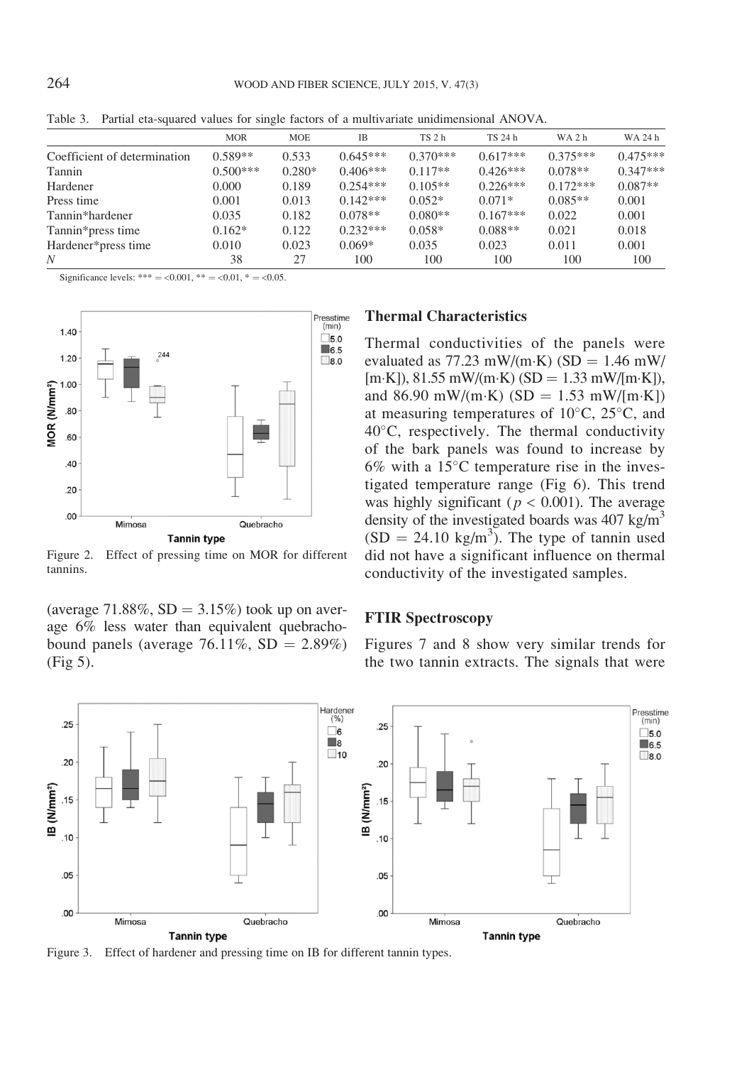Table 3. Partial eta-squared values for single factors of a multivariate unidimensional ANOVA.

| | MOR | MOE | IB | TS 2 h | TS 24 h | WA 2 h | WA 24 h |
|---|---|---|---|---|---|---|---|
| Coefficient of determination | 0.589** | 0.533 | 0.645*** | 0.370*** | 0.617*** | 0.375*** | 0.475*** |
| Tannin | 0.500*** | 0.280* | 0.406*** | 0.117** | 0.426*** | 0.078** | 0.347*** |
| Hardener | 0.000 | 0.189 | 0.254*** | 0.105** | 0.226*** | 0.172*** | 0.087** |
| Press time | 0.001 | 0.013 | 0.142*** | 0.052* | 0.071* | 0.085** | 0.001 |
| Tannin*hardener | 0.035 | 0.182 | 0.078** | 0.080** | 0.167*** | 0.022 | 0.001 |
| Tannin*press time | 0.162* | 0.122 | 0.232*** | 0.058* | 0.088** | 0.021 | 0.018 |
| Hardener*press time | 0.010 | 0.023 | 0.069* | 0.035 | 0.023 | 0.011 | 0.001 |
| N | 38 | 27 | 100 | 100 | 100 | 100 | 100 |

Significance levels: *** = <0.001, ** = <0.01, * = <0.05.

Figure 2. Effect of pressing time on MOR for different tannins.

(average 71.88%, SD = 3.15%) took up on average 6% less water than equivalent quebracho-bound panels (average 76.11%, SD = 2.89%) (Fig 5).

## Thermal Characteristics

Thermal conductivities of the panels were evaluated as 77.23 mW/(m·K) (SD = 1.46 mW/[m·K]), 81.55 mW/(m·K) (SD = 1.33 mW/[m·K]), and 86.90 mW/(m·K) (SD = 1.53 mW/[m·K]) at measuring temperatures of 10°C, 25°C, and 40°C, respectively. The thermal conductivity of the bark panels was found to increase by 6% with a 15°C temperature rise in the investigated temperature range (Fig 6). This trend was highly significant ($p < 0.001$). The average density of the investigated boards was 407 kg/m$^3$ (SD = 24.10 kg/m$^3$). The type of tannin used did not have a significant influence on thermal conductivity of the investigated samples.

## FTIR Spectroscopy

Figures 7 and 8 show very similar trends for the two tannin extracts. The signals that were

Figure 3. Effect of hardener and pressing time on IB for different tannin types.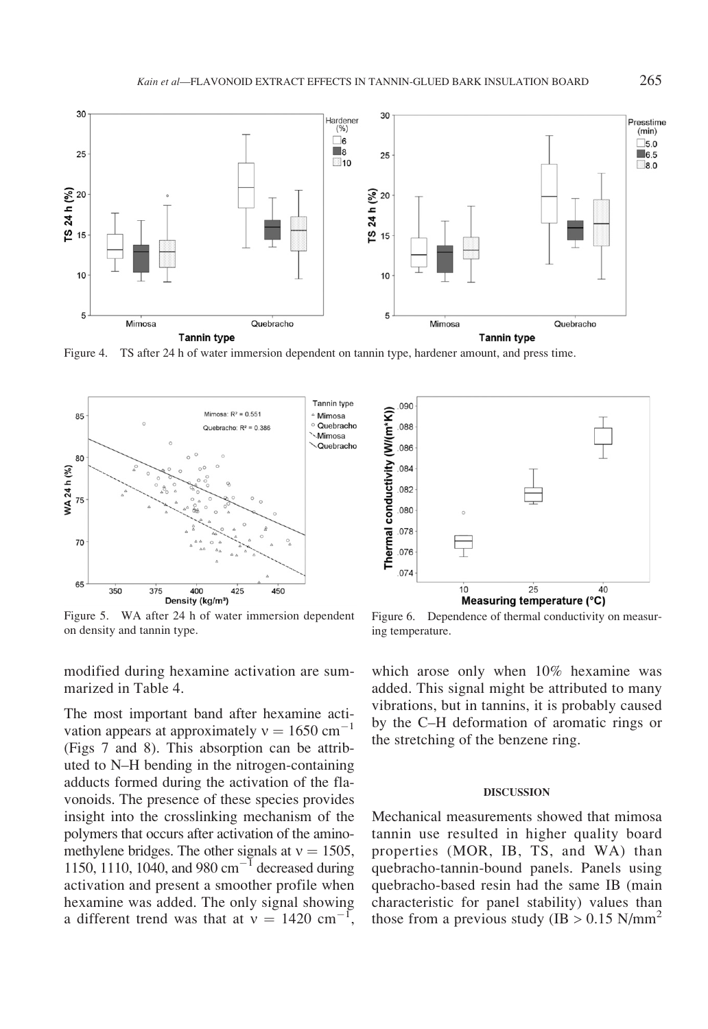Figure 4. TS after 24 h of water immersion dependent on tannin type, hardener amount, and press time.

Figure 5. WA after 24 h of water immersion dependent on density and tannin type.

Figure 6. Dependence of thermal conductivity on measuring temperature.

modified during hexamine activation are summarized in Table 4.

The most important band after hexamine activation appears at approximately $\nu = 1650\ \text{cm}^{-1}$ (Figs 7 and 8). This absorption can be attributed to N–H bending in the nitrogen-containing adducts formed during the activation of the flavonoids. The presence of these species provides insight into the crosslinking mechanism of the polymers that occurs after activation of the aminomethylene bridges. The other signals at $\nu = 1505$, 1150, 1110, 1040, and 980 $\text{cm}^{-1}$ decreased during activation and present a smoother profile when hexamine was added. The only signal showing a different trend was that at $\nu = 1420\ \text{cm}^{-1}$, which arose only when 10% hexamine was added. This signal might be attributed to many vibrations, but in tannins, it is probably caused by the C–H deformation of aromatic rings or the stretching of the benzene ring.

## DISCUSSION

Mechanical measurements showed that mimosa tannin use resulted in higher quality board properties (MOR, IB, TS, and WA) than quebracho-tannin-bound panels. Panels using quebracho-based resin had the same IB (main characteristic for panel stability) values than those from a previous study (IB > 0.15 $\text{N/mm}^2$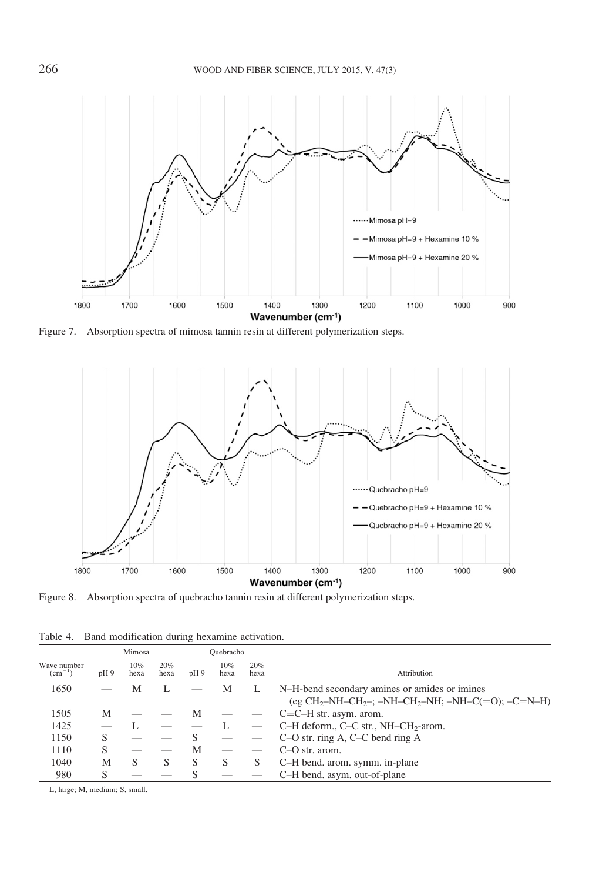Figure 7. Absorption spectra of mimosa tannin resin at different polymerization steps.

Figure 8. Absorption spectra of quebracho tannin resin at different polymerization steps.

Table 4. Band modification during hexamine activation.

| Wave number ($cm^{-1}$) | Mimosa | | | Quebracho | | | Attribution |
|---|---|---|---|---|---|---|---|
| | pH 9 | 10% hexa | 20% hexa | pH 9 | 10% hexa | 20% hexa | |
| 1650 | — | M | L | — | M | L | N–H-bend secondary amines or amides or imines (eg $CH_2$–NH–$CH_2$–; –NH–$CH_2$–NH; –NH–C(=O); –C=N–H) |
| 1505 | M | — | — | M | — | — | C=C–H str. asym. arom. |
| 1425 | — | L | — | — | L | — | C–H deform., C–C str., NH–$CH_2$-arom. |
| 1150 | S | — | — | S | — | — | C–O str. ring A, C–C bend ring A |
| 1110 | S | — | — | M | — | — | C–O str. arom. |
| 1040 | M | S | S | S | S | S | C–H bend. arom. symm. in-plane |
| 980 | S | — | — | S | — | — | C–H bend. asym. out-of-plane |

L, large; M, medium; S, small.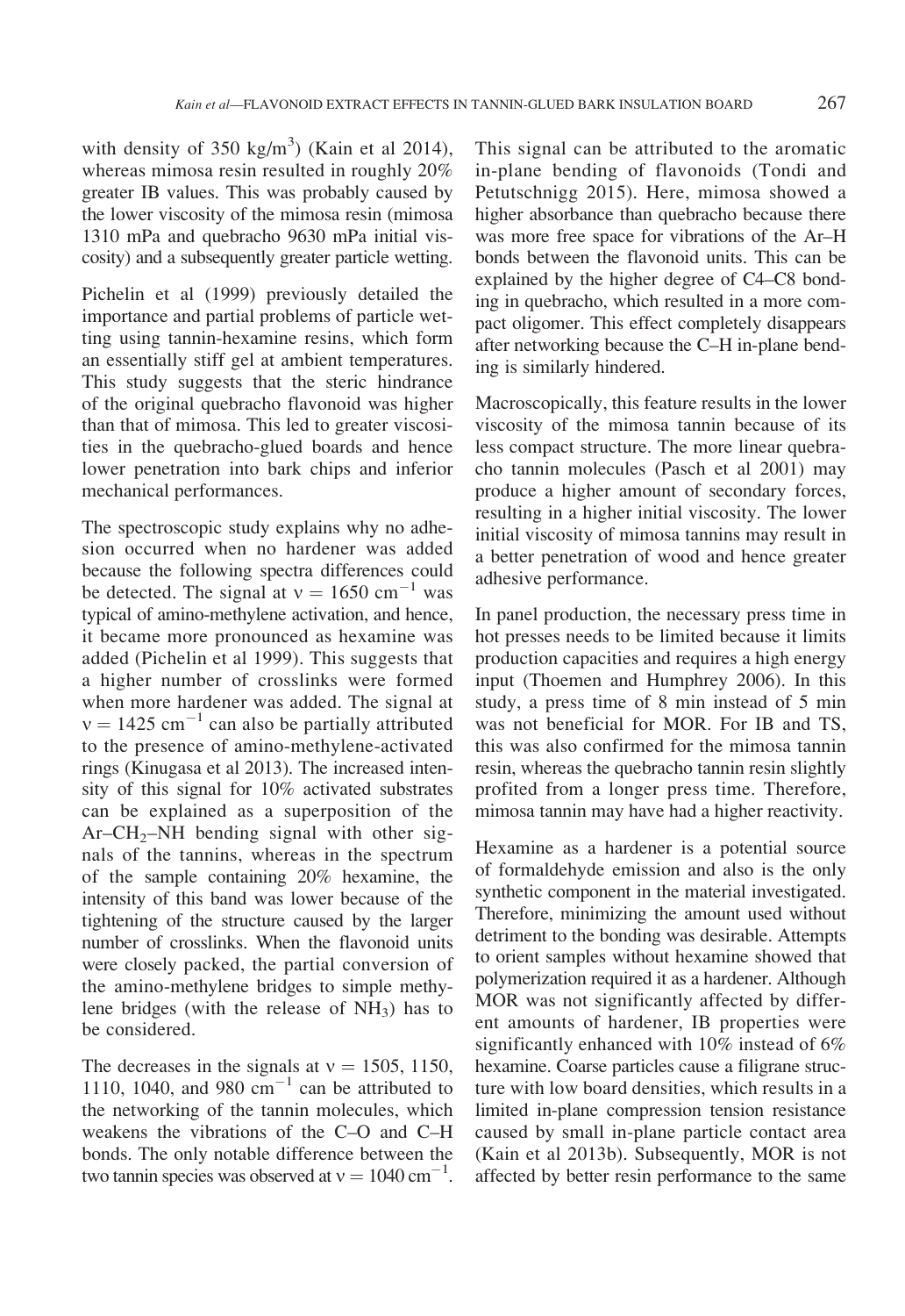with density of 350 $kg/m^3$) (Kain et al 2014), whereas mimosa resin resulted in roughly 20% greater IB values. This was probably caused by the lower viscosity of the mimosa resin (mimosa 1310 mPa and quebracho 9630 mPa initial viscosity) and a subsequently greater particle wetting.

Pichelin et al (1999) previously detailed the importance and partial problems of particle wetting using tannin-hexamine resins, which form an essentially stiff gel at ambient temperatures. This study suggests that the steric hindrance of the original quebracho flavonoid was higher than that of mimosa. This led to greater viscosities in the quebracho-glued boards and hence lower penetration into bark chips and inferior mechanical performances.

The spectroscopic study explains why no adhesion occurred when no hardener was added because the following spectra differences could be detected. The signal at $\nu = 1650\ cm^{-1}$ was typical of amino-methylene activation, and hence, it became more pronounced as hexamine was added (Pichelin et al 1999). This suggests that a higher number of crosslinks were formed when more hardener was added. The signal at $\nu = 1425\ cm^{-1}$ can also be partially attributed to the presence of amino-methylene-activated rings (Kinugasa et al 2013). The increased intensity of this signal for 10% activated substrates can be explained as a superposition of the Ar–$CH_2$–NH bending signal with other signals of the tannins, whereas in the spectrum of the sample containing 20% hexamine, the intensity of this band was lower because of the tightening of the structure caused by the larger number of crosslinks. When the flavonoid units were closely packed, the partial conversion of the amino-methylene bridges to simple methylene bridges (with the release of $NH_3$) has to be considered.

The decreases in the signals at $\nu = 1505$, 1150, 1110, 1040, and 980 $cm^{-1}$ can be attributed to the networking of the tannin molecules, which weakens the vibrations of the C–O and C–H bonds. The only notable difference between the two tannin species was observed at $\nu = 1040\ cm^{-1}$. This signal can be attributed to the aromatic in-plane bending of flavonoids (Tondi and Petutschnigg 2015). Here, mimosa showed a higher absorbance than quebracho because there was more free space for vibrations of the Ar–H bonds between the flavonoid units. This can be explained by the higher degree of C4–C8 bonding in quebracho, which resulted in a more compact oligomer. This effect completely disappears after networking because the C–H in-plane bending is similarly hindered.

Macroscopically, this feature results in the lower viscosity of the mimosa tannin because of its less compact structure. The more linear quebracho tannin molecules (Pasch et al 2001) may produce a higher amount of secondary forces, resulting in a higher initial viscosity. The lower initial viscosity of mimosa tannins may result in a better penetration of wood and hence greater adhesive performance.

In panel production, the necessary press time in hot presses needs to be limited because it limits production capacities and requires a high energy input (Thoemen and Humphrey 2006). In this study, a press time of 8 min instead of 5 min was not beneficial for MOR. For IB and TS, this was also confirmed for the mimosa tannin resin, whereas the quebracho tannin resin slightly profited from a longer press time. Therefore, mimosa tannin may have had a higher reactivity.

Hexamine as a hardener is a potential source of formaldehyde emission and also is the only synthetic component in the material investigated. Therefore, minimizing the amount used without detriment to the bonding was desirable. Attempts to orient samples without hexamine showed that polymerization required it as a hardener. Although MOR was not significantly affected by different amounts of hardener, IB properties were significantly enhanced with 10% instead of 6% hexamine. Coarse particles cause a filigrane structure with low board densities, which results in a limited in-plane compression tension resistance caused by small in-plane particle contact area (Kain et al 2013b). Subsequently, MOR is not affected by better resin performance to the same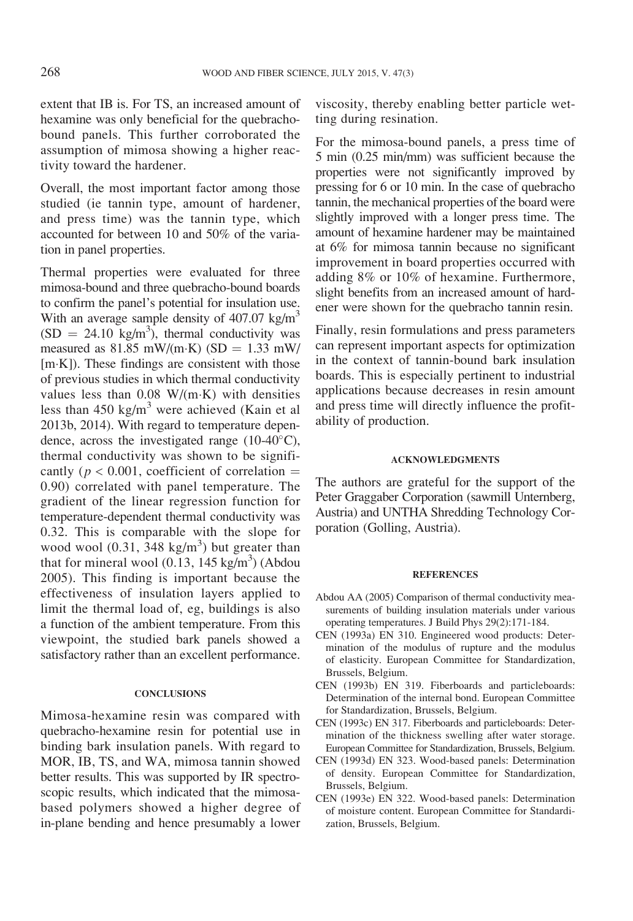extent that IB is. For TS, an increased amount of hexamine was only beneficial for the quebracho-bound panels. This further corroborated the assumption of mimosa showing a higher reactivity toward the hardener.

Overall, the most important factor among those studied (ie tannin type, amount of hardener, and press time) was the tannin type, which accounted for between 10 and 50% of the variation in panel properties.

Thermal properties were evaluated for three mimosa-bound and three quebracho-bound boards to confirm the panel's potential for insulation use. With an average sample density of 407.07 $kg/m^3$ (SD = 24.10 $kg/m^3$), thermal conductivity was measured as 81.85 mW/(m·K) (SD = 1.33 mW/[m·K]). These findings are consistent with those of previous studies in which thermal conductivity values less than 0.08 W/(m·K) with densities less than 450 $kg/m^3$ were achieved (Kain et al 2013b, 2014). With regard to temperature dependence, across the investigated range (10-40°C), thermal conductivity was shown to be significantly ($p < 0.001$, coefficient of correlation = 0.90) correlated with panel temperature. The gradient of the linear regression function for temperature-dependent thermal conductivity was 0.32. This is comparable with the slope for wood wool (0.31, 348 $kg/m^3$) but greater than that for mineral wool (0.13, 145 $kg/m^3$) (Abdou 2005). This finding is important because the effectiveness of insulation layers applied to limit the thermal load of, eg, buildings is also a function of the ambient temperature. From this viewpoint, the studied bark panels showed a satisfactory rather than an excellent performance.

## CONCLUSIONS

Mimosa-hexamine resin was compared with quebracho-hexamine resin for potential use in binding bark insulation panels. With regard to MOR, IB, TS, and WA, mimosa tannin showed better results. This was supported by IR spectroscopic results, which indicated that the mimosa-based polymers showed a higher degree of in-plane bending and hence presumably a lower viscosity, thereby enabling better particle wetting during resination.

For the mimosa-bound panels, a press time of 5 min (0.25 min/mm) was sufficient because the properties were not significantly improved by pressing for 6 or 10 min. In the case of quebracho tannin, the mechanical properties of the board were slightly improved with a longer press time. The amount of hexamine hardener may be maintained at 6% for mimosa tannin because no significant improvement in board properties occurred with adding 8% or 10% of hexamine. Furthermore, slight benefits from an increased amount of hardener were shown for the quebracho tannin resin.

Finally, resin formulations and press parameters can represent important aspects for optimization in the context of tannin-bound bark insulation boards. This is especially pertinent to industrial applications because decreases in resin amount and press time will directly influence the profitability of production.

## ACKNOWLEDGMENTS

The authors are grateful for the support of the Peter Graggaber Corporation (sawmill Unternberg, Austria) and UNTHA Shredding Technology Corporation (Golling, Austria).

## REFERENCES

Abdou AA (2005) Comparison of thermal conductivity measurements of building insulation materials under various operating temperatures. J Build Phys 29(2):171-184.

CEN (1993a) EN 310. Engineered wood products: Determination of the modulus of rupture and the modulus of elasticity. European Committee for Standardization, Brussels, Belgium.

CEN (1993b) EN 319. Fiberboards and particleboards: Determination of the internal bond. European Committee for Standardization, Brussels, Belgium.

CEN (1993c) EN 317. Fiberboards and particleboards: Determination of the thickness swelling after water storage. European Committee for Standardization, Brussels, Belgium.

CEN (1993d) EN 323. Wood-based panels: Determination of density. European Committee for Standardization, Brussels, Belgium.

CEN (1993e) EN 322. Wood-based panels: Determination of moisture content. European Committee for Standardization, Brussels, Belgium.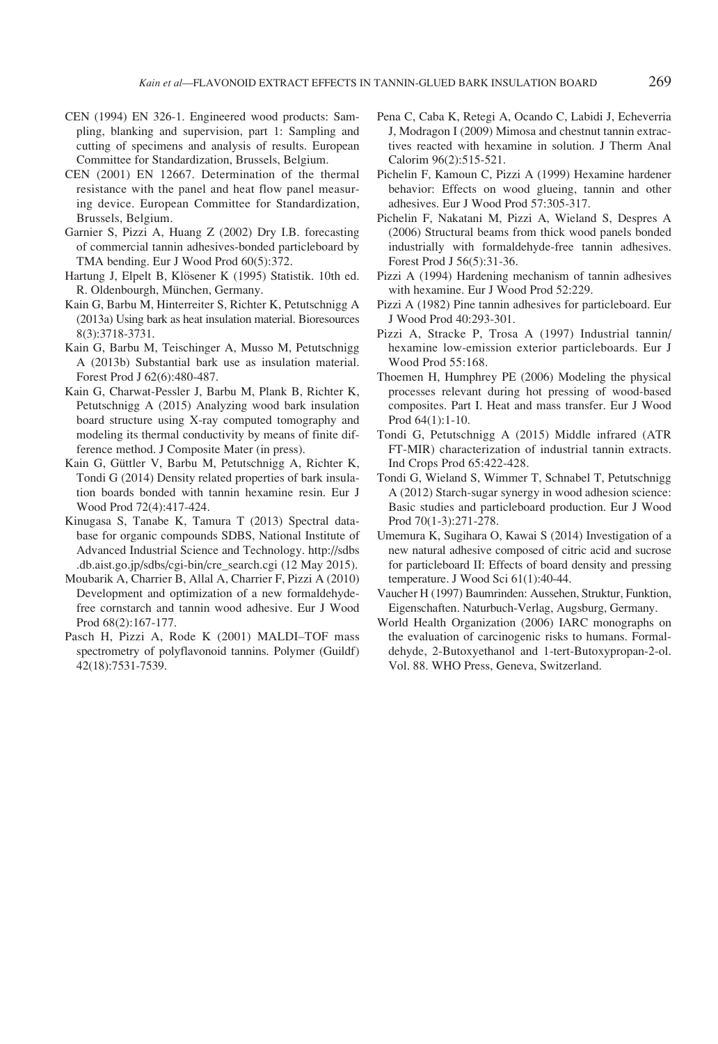CEN (1994) EN 326-1. Engineered wood products: Sampling, blanking and supervision, part 1: Sampling and cutting of specimens and analysis of results. European Committee for Standardization, Brussels, Belgium.

CEN (2001) EN 12667. Determination of the thermal resistance with the panel and heat flow panel measuring device. European Committee for Standardization, Brussels, Belgium.

Garnier S, Pizzi A, Huang Z (2002) Dry I.B. forecasting of commercial tannin adhesives-bonded particleboard by TMA bending. Eur J Wood Prod 60(5):372.

Hartung J, Elpelt B, Klösener K (1995) Statistik. 10th ed. R. Oldenbourgh, München, Germany.

Kain G, Barbu M, Hinterreiter S, Richter K, Petutschnigg A (2013a) Using bark as heat insulation material. Bioresources 8(3):3718-3731.

Kain G, Barbu M, Teischinger A, Musso M, Petutschnigg A (2013b) Substantial bark use as insulation material. Forest Prod J 62(6):480-487.

Kain G, Charwat-Pessler J, Barbu M, Plank B, Richter K, Petutschnigg A (2015) Analyzing wood bark insulation board structure using X-ray computed tomography and modeling its thermal conductivity by means of finite difference method. J Composite Mater (in press).

Kain G, Güttler V, Barbu M, Petutschnigg A, Richter K, Tondi G (2014) Density related properties of bark insulation boards bonded with tannin hexamine resin. Eur J Wood Prod 72(4):417-424.

Kinugasa S, Tanabe K, Tamura T (2013) Spectral database for organic compounds SDBS, National Institute of Advanced Industrial Science and Technology. http://sdbs.db.aist.go.jp/sdbs/cgi-bin/cre_search.cgi (12 May 2015).

Moubarik A, Charrier B, Allal A, Charrier F, Pizzi A (2010) Development and optimization of a new formaldehyde-free cornstarch and tannin wood adhesive. Eur J Wood Prod 68(2):167-177.

Pasch H, Pizzi A, Rode K (2001) MALDI–TOF mass spectrometry of polyflavonoid tannins. Polymer (Guildf) 42(18):7531-7539.

Pena C, Caba K, Retegi A, Ocando C, Labidi J, Echeverria J, Modragon I (2009) Mimosa and chestnut tannin extractives reacted with hexamine in solution. J Therm Anal Calorim 96(2):515-521.

Pichelin F, Kamoun C, Pizzi A (1999) Hexamine hardener behavior: Effects on wood glueing, tannin and other adhesives. Eur J Wood Prod 57:305-317.

Pichelin F, Nakatani M, Pizzi A, Wieland S, Despres A (2006) Structural beams from thick wood panels bonded industrially with formaldehyde-free tannin adhesives. Forest Prod J 56(5):31-36.

Pizzi A (1994) Hardening mechanism of tannin adhesives with hexamine. Eur J Wood Prod 52:229.

Pizzi A (1982) Pine tannin adhesives for particleboard. Eur J Wood Prod 40:293-301.

Pizzi A, Stracke P, Trosa A (1997) Industrial tannin/hexamine low-emission exterior particleboards. Eur J Wood Prod 55:168.

Thoemen H, Humphrey PE (2006) Modeling the physical processes relevant during hot pressing of wood-based composites. Part I. Heat and mass transfer. Eur J Wood Prod 64(1):1-10.

Tondi G, Petutschnigg A (2015) Middle infrared (ATR FT-MIR) characterization of industrial tannin extracts. Ind Crops Prod 65:422-428.

Tondi G, Wieland S, Wimmer T, Schnabel T, Petutschnigg A (2012) Starch-sugar synergy in wood adhesion science: Basic studies and particleboard production. Eur J Wood Prod 70(1-3):271-278.

Umemura K, Sugihara O, Kawai S (2014) Investigation of a new natural adhesive composed of citric acid and sucrose for particleboard II: Effects of board density and pressing temperature. J Wood Sci 61(1):40-44.

Vaucher H (1997) Baumrinden: Aussehen, Struktur, Funktion, Eigenschaften. Naturbuch-Verlag, Augsburg, Germany.

World Health Organization (2006) IARC monographs on the evaluation of carcinogenic risks to humans. Formaldehyde, 2-Butoxyethanol and 1-tert-Butoxypropan-2-ol. Vol. 88. WHO Press, Geneva, Switzerland.